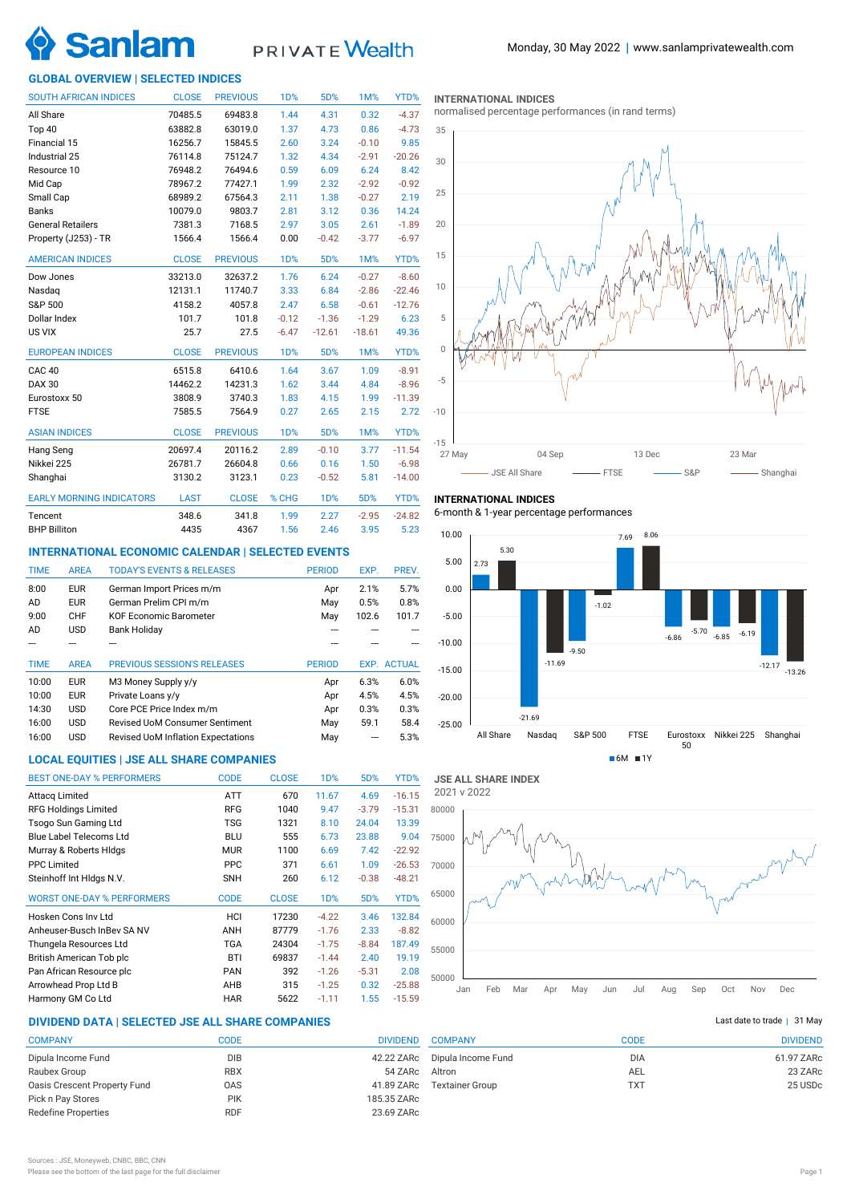Monday, 30 May 2022 | www.sanlamprivatewealth.com

## GLOBAL OVERVIEW | SELECTED INDICES

| SOUTH AFRICAN INDICES | CLOSE | PREVIOUS | 1D% | 5D% | 1M% | YTD% |
|---|---|---|---|---|---|---|
| All Share | 70485.5 | 69483.8 | 1.44 | 4.31 | 0.32 | -4.37 |
| Top 40 | 63882.8 | 63019.0 | 1.37 | 4.73 | 0.86 | -4.73 |
| Financial 15 | 16256.7 | 15845.5 | 2.60 | 3.24 | -0.10 | 9.85 |
| Industrial 25 | 76114.8 | 75124.7 | 1.32 | 4.34 | -2.91 | -20.26 |
| Resource 10 | 76948.2 | 76494.6 | 0.59 | 6.09 | 6.24 | 8.42 |
| Mid Cap | 78967.2 | 77427.1 | 1.99 | 2.32 | -2.92 | -0.92 |
| Small Cap | 68989.2 | 67564.3 | 2.11 | 1.38 | -0.27 | 2.19 |
| Banks | 10079.0 | 9803.7 | 2.81 | 3.12 | 0.36 | 14.24 |
| General Retailers | 7381.3 | 7168.5 | 2.97 | 3.05 | 2.61 | -1.89 |
| Property (J253) - TR | 1566.4 | 1566.4 | 0.00 | -0.42 | -3.77 | -6.97 |

| AMERICAN INDICES | CLOSE | PREVIOUS | 1D% | 5D% | 1M% | YTD% |
|---|---|---|---|---|---|---|
| Dow Jones | 33213.0 | 32637.2 | 1.76 | 6.24 | -0.27 | -8.60 |
| Nasdaq | 12131.1 | 11740.7 | 3.33 | 6.84 | -2.86 | -22.46 |
| S&P 500 | 4158.2 | 4057.8 | 2.47 | 6.58 | -0.61 | -12.76 |
| Dollar Index | 101.7 | 101.8 | -0.12 | -1.36 | -1.29 | 6.23 |
| US VIX | 25.7 | 27.5 | -6.47 | -12.61 | -18.61 | 49.36 |

| EUROPEAN INDICES | CLOSE | PREVIOUS | 1D% | 5D% | 1M% | YTD% |
|---|---|---|---|---|---|---|
| CAC 40 | 6515.8 | 6410.6 | 1.64 | 3.67 | 1.09 | -8.91 |
| DAX 30 | 14462.2 | 14231.3 | 1.62 | 3.44 | 4.84 | -8.96 |
| Eurostoxx 50 | 3808.9 | 3740.3 | 1.83 | 4.15 | 1.99 | -11.39 |
| FTSE | 7585.5 | 7564.9 | 0.27 | 2.65 | 2.15 | 2.72 |

| ASIAN INDICES | CLOSE | PREVIOUS | 1D% | 5D% | 1M% | YTD% |
|---|---|---|---|---|---|---|
| Hang Seng | 20697.4 | 20116.2 | 2.89 | -0.10 | 3.77 | -11.54 |
| Nikkei 225 | 26781.7 | 26604.8 | 0.66 | 0.16 | 1.50 | -6.98 |
| Shanghai | 3130.2 | 3123.1 | 0.23 | -0.52 | 5.81 | -14.00 |

| EARLY MORNING INDICATORS | LAST | CLOSE | % CHG | 1D% | 5D% | YTD% |
|---|---|---|---|---|---|---|
| Tencent | 348.6 | 341.8 | 1.99 | 2.27 | -2.95 | -24.82 |
| BHP Billiton | 4435 | 4367 | 1.56 | 2.46 | 3.95 | 5.23 |

### INTERNATIONAL INDICES
normalised percentage performances (in rand terms)

Legend: JSE All Share, FTSE, S&P, Shanghai

### INTERNATIONAL INDICES
6-month & 1-year percentage performances

| Index | 6M | 1Y |
|---|---|---|
| All Share | 2.73 | 5.30 |
| Nasdaq | -21.69 | -11.69 |
| S&P 500 | -9.50 | -1.02 |
| FTSE | 7.69 | 8.06 |
| Eurostoxx 50 | -6.86 | -5.70 |
| Nikkei 225 | -6.85 | -6.19 |
| Shanghai | -12.17 | -13.26 |

## INTERNATIONAL ECONOMIC CALENDAR | SELECTED EVENTS

| TIME | AREA | TODAY'S EVENTS & RELEASES | PERIOD | EXP. | PREV. |
|---|---|---|---|---|---|
| 8:00 | EUR | German Import Prices m/m | Apr | 2.1% | 5.7% |
| AD | EUR | German Prelim CPI m/m | May | 0.5% | 0.8% |
| 9:00 | CHF | KOF Economic Barometer | May | 102.6 | 101.7 |
| AD | USD | Bank Holiday | --- | --- | --- |
| --- | --- | --- | --- | --- | --- |

| TIME | AREA | PREVIOUS SESSION'S RELEASES | PERIOD | EXP. | ACTUAL |
|---|---|---|---|---|---|
| 10:00 | EUR | M3 Money Supply y/y | Apr | 6.3% | 6.0% |
| 10:00 | EUR | Private Loans y/y | Apr | 4.5% | 4.5% |
| 14:30 | USD | Core PCE Price Index m/m | Apr | 0.3% | 0.3% |
| 16:00 | USD | Revised UoM Consumer Sentiment | May | 59.1 | 58.4 |
| 16:00 | USD | Revised UoM Inflation Expectations | May | --- | 5.3% |

## LOCAL EQUITIES | JSE ALL SHARE COMPANIES

| BEST ONE-DAY % PERFORMERS | CODE | CLOSE | 1D% | 5D% | YTD% |
|---|---|---|---|---|---|
| Attacq Limited | ATT | 670 | 11.67 | 4.69 | -16.15 |
| RFG Holdings Limited | RFG | 1040 | 9.47 | -3.79 | -15.31 |
| Tsogo Sun Gaming Ltd | TSG | 1321 | 8.10 | 24.04 | 13.39 |
| Blue Label Telecoms Ltd | BLU | 555 | 6.73 | 23.88 | 9.04 |
| Murray & Roberts Hldgs | MUR | 1100 | 6.69 | 7.42 | -22.92 |
| PPC Limited | PPC | 371 | 6.61 | 1.09 | -26.53 |
| Steinhoff Int Hldgs N.V. | SNH | 260 | 6.12 | -0.38 | -48.21 |

| WORST ONE-DAY % PERFORMERS | CODE | CLOSE | 1D% | 5D% | YTD% |
|---|---|---|---|---|---|
| Hosken Cons Inv Ltd | HCI | 17230 | -4.22 | 3.46 | 132.84 |
| Anheuser-Busch InBev SA NV | ANH | 87779 | -1.76 | 2.33 | -8.82 |
| Thungela Resources Ltd | TGA | 24304 | -1.75 | -8.84 | 187.49 |
| British American Tob plc | BTI | 69837 | -1.44 | 2.40 | 19.19 |
| Pan African Resource plc | PAN | 392 | -1.26 | -5.31 | 2.08 |
| Arrowhead Prop Ltd B | AHB | 315 | -1.25 | 0.32 | -25.88 |
| Harmony GM Co Ltd | HAR | 5622 | -1.11 | 1.55 | -15.59 |

### JSE ALL SHARE INDEX
2021 v 2022

## DIVIDEND DATA | SELECTED JSE ALL SHARE COMPANIES

Last date to trade | 31 May

| COMPANY | CODE | DIVIDEND |
|---|---|---|
| Dipula Income Fund | DIB | 42.22 ZARc |
| Raubex Group | RBX | 54 ZARc |
| Oasis Crescent Property Fund | OAS | 41.89 ZARc |
| Pick n Pay Stores | PIK | 185.35 ZARc |
| Redefine Properties | RDF | 23.69 ZARc |
| Dipula Income Fund | DIA | 61.97 ZARc |
| Altron | AEL | 23 ZARc |
| Textainer Group | TXT | 25 USDc |

Sources : JSE, Moneyweb, CNBC, BBC, CNN
Please see the bottom of the last page for the full disclaimer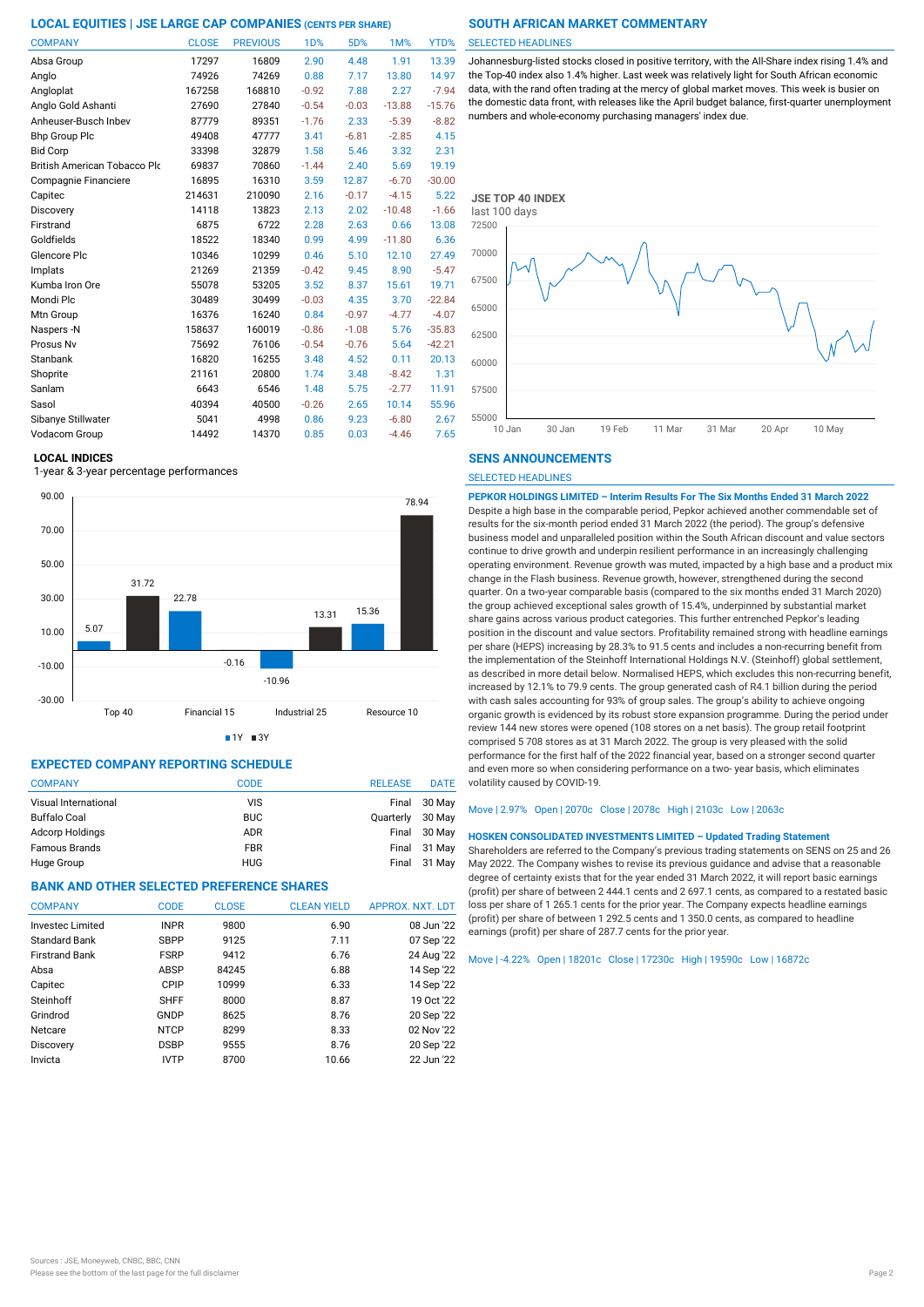## LOCAL EQUITIES | JSE LARGE CAP COMPANIES (CENTS PER SHARE)

| COMPANY | CLOSE | PREVIOUS | 1D% | 5D% | 1M% | YTD% |
|---|---|---|---|---|---|---|
| Absa Group | 17297 | 16809 | 2.90 | 4.48 | 1.91 | 13.39 |
| Anglo | 74926 | 74269 | 0.88 | 7.17 | 13.80 | 14.97 |
| Angloplat | 167258 | 168810 | -0.92 | 7.88 | 2.27 | -7.94 |
| Anglo Gold Ashanti | 27690 | 27840 | -0.54 | -0.03 | -13.88 | -15.76 |
| Anheuser-Busch Inbev | 87779 | 89351 | -1.76 | 2.33 | -5.39 | -8.82 |
| Bhp Group Plc | 49408 | 47777 | 3.41 | -6.81 | -2.85 | 4.15 |
| Bid Corp | 33398 | 32879 | 1.58 | 5.46 | 3.32 | 2.31 |
| British American Tobacco Plc | 69837 | 70860 | -1.44 | 2.40 | 5.69 | 19.19 |
| Compagnie Financiere | 16895 | 16310 | 3.59 | 12.87 | -6.70 | -30.00 |
| Capitec | 214631 | 210090 | 2.16 | -0.17 | -4.15 | 5.22 |
| Discovery | 14118 | 13823 | 2.13 | 2.02 | -10.48 | -1.66 |
| Firstrand | 6875 | 6722 | 2.28 | 2.63 | 0.66 | 13.08 |
| Goldfields | 18522 | 18340 | 0.99 | 4.99 | -11.80 | 6.36 |
| Glencore Plc | 10346 | 10299 | 0.46 | 5.10 | 12.10 | 27.49 |
| Implats | 21269 | 21359 | -0.42 | 9.45 | 8.90 | -5.47 |
| Kumba Iron Ore | 55078 | 53205 | 3.52 | 8.37 | 15.61 | 19.71 |
| Mondi Plc | 30489 | 30499 | -0.03 | 4.35 | 3.70 | -22.84 |
| Mtn Group | 16376 | 16240 | 0.84 | -0.97 | -4.77 | -4.07 |
| Naspers -N | 158637 | 160019 | -0.86 | -1.08 | 5.76 | -35.83 |
| Prosus Nv | 75692 | 76106 | -0.54 | -0.76 | 5.64 | -42.21 |
| Stanbank | 16820 | 16255 | 3.48 | 4.52 | 0.11 | 20.13 |
| Shoprite | 21161 | 20800 | 1.74 | 3.48 | -8.42 | 1.31 |
| Sanlam | 6643 | 6546 | 1.48 | 5.75 | -2.77 | 11.91 |
| Sasol | 40394 | 40500 | -0.26 | 2.65 | 10.14 | 55.96 |
| Sibanye Stillwater | 5041 | 4998 | 0.86 | 9.23 | -6.80 | 2.67 |
| Vodacom Group | 14492 | 14370 | 0.85 | 0.03 | -4.46 | 7.65 |

### LOCAL INDICES

1-year & 3-year percentage performances

| Index | 1Y | 3Y |
|---|---|---|
| Top 40 | 5.07 | 31.72 |
| Financial 15 | 22.78 | -0.16 |
| Industrial 25 | -10.96 | 13.31 |
| Resource 10 | 15.36 | 78.94 |

## EXPECTED COMPANY REPORTING SCHEDULE

| COMPANY | CODE | RELEASE | DATE |
|---|---|---|---|
| Visual International | VIS | Final | 30 May |
| Buffalo Coal | BUC | Quarterly | 30 May |
| Adcorp Holdings | ADR | Final | 30 May |
| Famous Brands | FBR | Final | 31 May |
| Huge Group | HUG | Final | 31 May |

## BANK AND OTHER SELECTED PREFERENCE SHARES

| COMPANY | CODE | CLOSE | CLEAN YIELD | APPROX. NXT. LDT |
|---|---|---|---|---|
| Investec Limited | INPR | 9800 | 6.90 | 08 Jun '22 |
| Standard Bank | SBPP | 9125 | 7.11 | 07 Sep '22 |
| Firstrand Bank | FSRP | 9412 | 6.76 | 24 Aug '22 |
| Absa | ABSP | 84245 | 6.88 | 14 Sep '22 |
| Capitec | CPIP | 10999 | 6.33 | 14 Sep '22 |
| Steinhoff | SHFF | 8000 | 8.87 | 19 Oct '22 |
| Grindrod | GNDP | 8625 | 8.76 | 20 Sep '22 |
| Netcare | NTCP | 8299 | 8.33 | 02 Nov '22 |
| Discovery | DSBP | 9555 | 8.76 | 20 Sep '22 |
| Invicta | IVTP | 8700 | 10.66 | 22 Jun '22 |

## SOUTH AFRICAN MARKET COMMENTARY

SELECTED HEADLINES

Johannesburg-listed stocks closed in positive territory, with the All-Share index rising 1.4% and the Top-40 index also 1.4% higher. Last week was relatively light for South African economic data, with the rand often trading at the mercy of global market moves. This week is busier on the domestic data front, with releases like the April budget balance, first-quarter unemployment numbers and whole-economy purchasing managers' index due.

### JSE TOP 40 INDEX

last 100 days

## SENS ANNOUNCEMENTS

SELECTED HEADLINES

**PEPKOR HOLDINGS LIMITED – Interim Results For The Six Months Ended 31 March 2022**

Despite a high base in the comparable period, Pepkor achieved another commendable set of results for the six-month period ended 31 March 2022 (the period). The group's defensive business model and unparalleled position within the South African discount and value sectors continue to drive growth and underpin resilient performance in an increasingly challenging operating environment. Revenue growth was muted, impacted by a high base and a product mix change in the Flash business. Revenue growth, however, strengthened during the second quarter. On a two-year comparable basis (compared to the six months ended 31 March 2020) the group achieved exceptional sales growth of 15.4%, underpinned by substantial market share gains across various product categories. This further entrenched Pepkor's leading position in the discount and value sectors. Profitability remained strong with headline earnings per share (HEPS) increasing by 28.3% to 91.5 cents and includes a non-recurring benefit from the implementation of the Steinhoff International Holdings N.V. (Steinhoff) global settlement, as described in more detail below. Normalised HEPS, which excludes this non-recurring benefit, increased by 12.1% to 79.9 cents. The group generated cash of R4.1 billion during the period with cash sales accounting for 93% of group sales. The group's ability to achieve ongoing organic growth is evidenced by its robust store expansion programme. During the period under review 144 new stores were opened (108 stores on a net basis). The group retail footprint comprised 5 708 stores as at 31 March 2022. The group is very pleased with the solid performance for the first half of the 2022 financial year, based on a stronger second quarter and even more so when considering performance on a two- year basis, which eliminates volatility caused by COVID-19.

Move | 2.97% Open | 2070c Close | 2078c High | 2103c Low | 2063c

**HOSKEN CONSOLIDATED INVESTMENTS LIMITED – Updated Trading Statement**

Shareholders are referred to the Company's previous trading statements on SENS on 25 and 26 May 2022. The Company wishes to revise its previous guidance and advise that a reasonable degree of certainty exists that for the year ended 31 March 2022, it will report basic earnings (profit) per share of between 2 444.1 cents and 2 697.1 cents, as compared to a restated basic loss per share of 1 265.1 cents for the prior year. The Company expects headline earnings (profit) per share of between 1 292.5 cents and 1 350.0 cents, as compared to headline earnings (profit) per share of 287.7 cents for the prior year.

Move | -4.22% Open | 18201c Close | 17230c High | 19590c Low | 16872c

Sources : JSE, Moneyweb, CNBC, BBC, CNN
Please see the bottom of the last page for the full disclaimer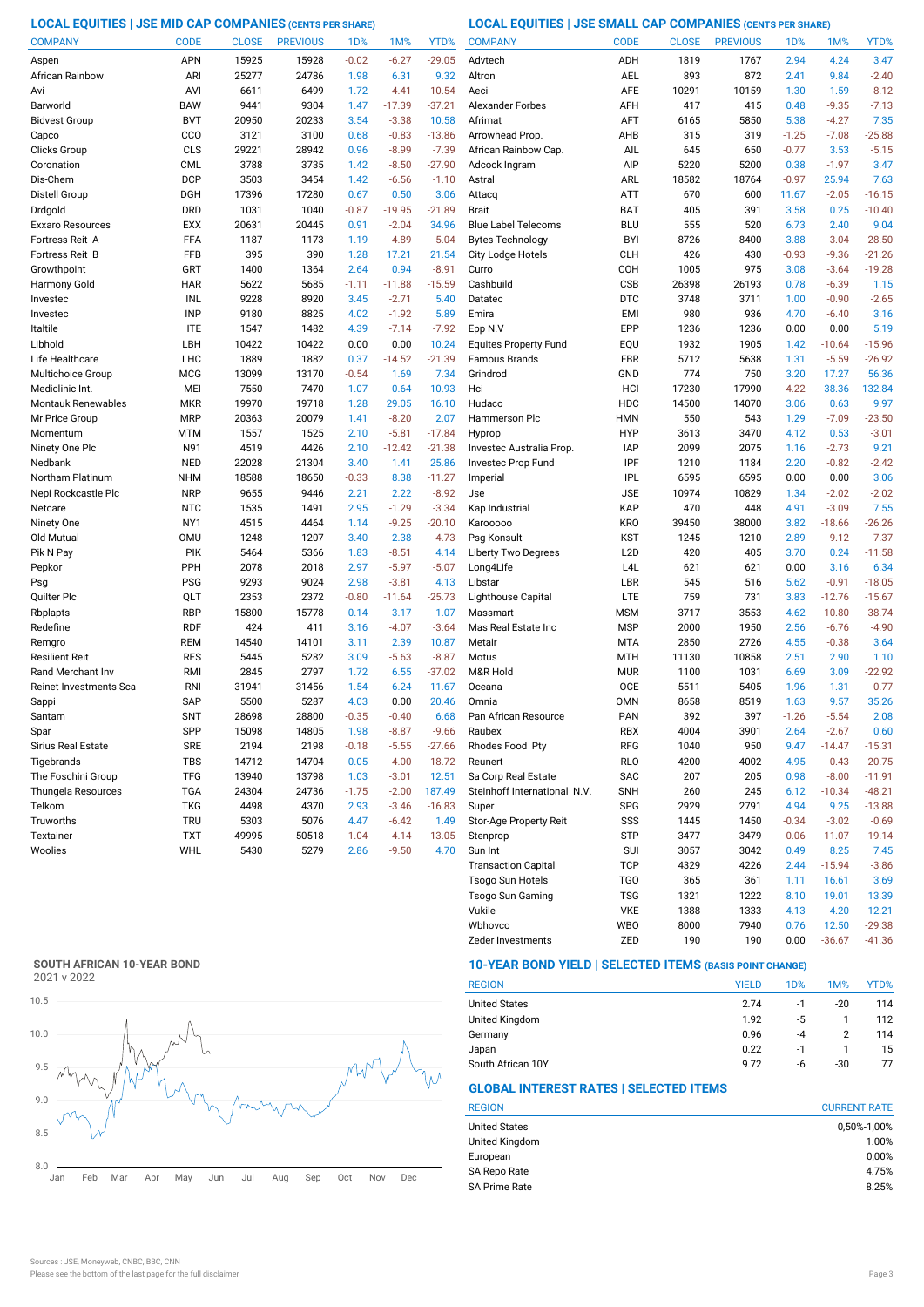## LOCAL EQUITIES | JSE MID CAP COMPANIES (CENTS PER SHARE)

| COMPANY | CODE | CLOSE | PREVIOUS | 1D% | 1M% | YTD% |
|---|---|---|---|---|---|---|
| Aspen | APN | 15925 | 15928 | -0.02 | -6.27 | -29.05 |
| African Rainbow | ARI | 25277 | 24786 | 1.98 | 6.31 | 9.32 |
| Avi | AVI | 6611 | 6499 | 1.72 | -4.41 | -10.54 |
| Barworld | BAW | 9441 | 9304 | 1.47 | -17.39 | -37.21 |
| Bidvest Group | BVT | 20950 | 20233 | 3.54 | -3.38 | 10.58 |
| Capco | CCO | 3121 | 3100 | 0.68 | -0.83 | -13.86 |
| Clicks Group | CLS | 29221 | 28942 | 0.96 | -8.99 | -7.39 |
| Coronation | CML | 3788 | 3735 | 1.42 | -8.50 | -27.90 |
| Dis-Chem | DCP | 3503 | 3454 | 1.42 | -6.56 | -1.10 |
| Distell Group | DGH | 17396 | 17280 | 0.67 | 0.50 | 3.06 |
| Drdgold | DRD | 1031 | 1040 | -0.87 | -19.95 | -21.89 |
| Exxaro Resources | EXX | 20631 | 20445 | 0.91 | -2.04 | 34.96 |
| Fortress Reit A | FFA | 1187 | 1173 | 1.19 | -4.89 | -5.04 |
| Fortress Reit B | FFB | 395 | 390 | 1.28 | 17.21 | 21.54 |
| Growthpoint | GRT | 1400 | 1364 | 2.64 | 0.94 | -8.91 |
| Harmony Gold | HAR | 5622 | 5685 | -1.11 | -11.88 | -15.59 |
| Investec | INL | 9228 | 8920 | 3.45 | -2.71 | 5.40 |
| Investec | INP | 9180 | 8825 | 4.02 | -1.92 | 5.89 |
| Italtile | ITE | 1547 | 1482 | 4.39 | -7.14 | -7.92 |
| Libhold | LBH | 10422 | 10422 | 0.00 | 0.00 | 10.24 |
| Life Healthcare | LHC | 1889 | 1882 | 0.37 | -14.52 | -21.39 |
| Multichoice Group | MCG | 13099 | 13170 | -0.54 | 1.69 | 7.34 |
| Mediclinic Int. | MEI | 7550 | 7470 | 1.07 | 0.64 | 10.93 |
| Montauk Renewables | MKR | 19970 | 19718 | 1.28 | 29.05 | 16.10 |
| Mr Price Group | MRP | 20363 | 20079 | 1.41 | -8.20 | 2.07 |
| Momentum | MTM | 1557 | 1525 | 2.10 | -5.81 | -17.84 |
| Ninety One Plc | N91 | 4519 | 4426 | 2.10 | -12.42 | -21.38 |
| Nedbank | NED | 22028 | 21304 | 3.40 | 1.41 | 25.86 |
| Northam Platinum | NHM | 18588 | 18650 | -0.33 | 8.38 | -11.27 |
| Nepi Rockcastle Plc | NRP | 9655 | 9446 | 2.21 | 2.22 | -8.92 |
| Netcare | NTC | 1535 | 1491 | 2.95 | -1.29 | -3.34 |
| Ninety One | NY1 | 4515 | 4464 | 1.14 | -9.25 | -20.10 |
| Old Mutual | OMU | 1248 | 1207 | 3.40 | 2.38 | -4.73 |
| Pik N Pay | PIK | 5464 | 5366 | 1.83 | -8.51 | 4.14 |
| Pepkor | PPH | 2078 | 2018 | 2.97 | -5.97 | -5.07 |
| Psg | PSG | 9293 | 9024 | 2.98 | -3.81 | 4.13 |
| Quilter Plc | QLT | 2353 | 2372 | -0.80 | -11.64 | -25.73 |
| Rbplapts | RBP | 15800 | 15778 | 0.14 | 3.17 | 1.07 |
| Redefine | RDF | 424 | 411 | 3.16 | -4.07 | -3.64 |
| Remgro | REM | 14540 | 14101 | 3.11 | 2.39 | 10.87 |
| Resilient Reit | RES | 5445 | 5282 | 3.09 | -5.63 | -8.87 |
| Rand Merchant Inv | RMI | 2845 | 2797 | 1.72 | 6.55 | -37.02 |
| Reinet Investments Sca | RNI | 31941 | 31456 | 1.54 | 6.24 | 11.67 |
| Sappi | SAP | 5500 | 5287 | 4.03 | 0.00 | 20.46 |
| Santam | SNT | 28698 | 28800 | -0.35 | -0.40 | 6.68 |
| Spar | SPP | 15098 | 14805 | 1.98 | -8.87 | -9.66 |
| Sirius Real Estate | SRE | 2194 | 2198 | -0.18 | -5.55 | -27.66 |
| Tigebrands | TBS | 14712 | 14704 | 0.05 | -4.00 | -18.72 |
| The Foschini Group | TFG | 13940 | 13798 | 1.03 | -3.01 | 12.51 |
| Thungela Resources | TGA | 24304 | 24736 | -1.75 | -2.00 | 187.49 |
| Telkom | TKG | 4498 | 4370 | 2.93 | -3.46 | -16.83 |
| Truworths | TRU | 5303 | 5076 | 4.47 | -6.42 | 1.49 |
| Textainer | TXT | 49995 | 50518 | -1.04 | -4.14 | -13.05 |
| Woolies | WHL | 5430 | 5279 | 2.86 | -9.50 | 4.70 |

## LOCAL EQUITIES | JSE SMALL CAP COMPANIES (CENTS PER SHARE)

| COMPANY | CODE | CLOSE | PREVIOUS | 1D% | 1M% | YTD% |
|---|---|---|---|---|---|---|
| Advtech | ADH | 1819 | 1767 | 2.94 | 4.24 | 3.47 |
| Altron | AEL | 893 | 872 | 2.41 | 9.84 | -2.40 |
| Aeci | AFE | 10291 | 10159 | 1.30 | 1.59 | -8.12 |
| Alexander Forbes | AFH | 417 | 415 | 0.48 | -9.35 | -7.13 |
| Afrimat | AFT | 6165 | 5850 | 5.38 | -4.27 | 7.35 |
| Arrowhead Prop. | AHB | 315 | 319 | -1.25 | -7.08 | -25.88 |
| African Rainbow Cap. | AIL | 645 | 650 | -0.77 | 3.53 | -5.15 |
| Adcock Ingram | AIP | 5220 | 5200 | 0.38 | -1.97 | 3.47 |
| Astral | ARL | 18582 | 18764 | -0.97 | 25.94 | 7.63 |
| Attacq | ATT | 670 | 600 | 11.67 | -2.05 | -16.15 |
| Brait | BAT | 405 | 391 | 3.58 | 0.25 | -10.40 |
| Blue Label Telecoms | BLU | 555 | 520 | 6.73 | 2.40 | 9.04 |
| Bytes Technology | BYI | 8726 | 8400 | 3.88 | -3.04 | -28.50 |
| City Lodge Hotels | CLH | 426 | 430 | -0.93 | -9.36 | -21.26 |
| Curro | COH | 1005 | 975 | 3.08 | -3.64 | -19.28 |
| Cashbuild | CSB | 26398 | 26193 | 0.78 | -6.39 | 1.15 |
| Datatec | DTC | 3748 | 3711 | 1.00 | -0.90 | -2.65 |
| Emira | EMI | 980 | 936 | 4.70 | -6.40 | 3.16 |
| Epp N.V | EPP | 1236 | 1236 | 0.00 | 0.00 | 5.19 |
| Equites Property Fund | EQU | 1932 | 1905 | 1.42 | -10.64 | -15.96 |
| Famous Brands | FBR | 5712 | 5638 | 1.31 | -5.59 | -26.92 |
| Grindrod | GND | 774 | 750 | 3.20 | 17.27 | 56.36 |
| Hci | HCI | 17230 | 17990 | -4.22 | 38.36 | 132.84 |
| Hudaco | HDC | 14500 | 14070 | 3.06 | 0.63 | 9.97 |
| Hammerson Plc | HMN | 550 | 543 | 1.29 | -7.09 | -23.50 |
| Hyprop | HYP | 3613 | 3470 | 4.12 | 0.53 | -3.01 |
| Investec Australia Prop. | IAP | 2099 | 2075 | 1.16 | -2.73 | 9.21 |
| Investec Prop Fund | IPF | 1210 | 1184 | 2.20 | -0.82 | -2.42 |
| Imperial | IPL | 6595 | 6595 | 0.00 | 0.00 | 3.06 |
| Jse | JSE | 10974 | 10829 | 1.34 | -2.02 | -2.02 |
| Kap Industrial | KAP | 470 | 448 | 4.91 | -3.09 | 7.55 |
| Karooooo | KRO | 39450 | 38000 | 3.82 | -18.66 | -26.26 |
| Psg Konsult | KST | 1245 | 1210 | 2.89 | -9.12 | -7.37 |
| Liberty Two Degrees | L2D | 420 | 405 | 3.70 | 0.24 | -11.58 |
| Long4Life | L4L | 621 | 621 | 0.00 | 3.16 | 6.34 |
| Libstar | LBR | 545 | 516 | 5.62 | -0.91 | -18.05 |
| Lighthouse Capital | LTE | 759 | 731 | 3.83 | -12.76 | -15.67 |
| Massmart | MSM | 3717 | 3553 | 4.62 | -10.80 | -38.74 |
| Mas Real Estate Inc | MSP | 2000 | 1950 | 2.56 | -6.76 | -4.90 |
| Metair | MTA | 2850 | 2726 | 4.55 | -0.38 | 3.64 |
| Motus | MTH | 11130 | 10858 | 2.51 | 2.90 | 1.10 |
| M&R Hold | MUR | 1100 | 1031 | 6.69 | 3.09 | -22.92 |
| Oceana | OCE | 5511 | 5405 | 1.96 | 1.31 | -0.77 |
| Omnia | OMN | 8658 | 8519 | 1.63 | 9.57 | 35.26 |
| Pan African Resource | PAN | 392 | 397 | -1.26 | -5.54 | 2.08 |
| Raubex | RBX | 4004 | 3901 | 2.64 | -2.67 | 0.60 |
| Rhodes Food Pty | RFG | 1040 | 950 | 9.47 | -14.47 | -15.31 |
| Reunert | RLO | 4200 | 4002 | 4.95 | -0.43 | -20.75 |
| Sa Corp Real Estate | SAC | 207 | 205 | 0.98 | -8.00 | -11.91 |
| Steinhoff International N.V. | SNH | 260 | 245 | 6.12 | -10.34 | -48.21 |
| Super | SPG | 2929 | 2791 | 4.94 | 9.25 | -13.88 |
| Stor-Age Property Reit | SSS | 1445 | 1450 | -0.34 | -3.02 | -0.69 |
| Stenprop | STP | 3477 | 3479 | -0.06 | -11.07 | -19.14 |
| Sun Int | SUI | 3057 | 3042 | 0.49 | 8.25 | 7.45 |
| Transaction Capital | TCP | 4329 | 4226 | 2.44 | -15.94 | -3.86 |
| Tsogo Sun Hotels | TGO | 365 | 361 | 1.11 | 16.61 | 3.69 |
| Tsogo Sun Gaming | TSG | 1321 | 1222 | 8.10 | 19.01 | 13.39 |
| Vukile | VKE | 1388 | 1333 | 4.13 | 4.20 | 12.21 |
| Wbhovco | WBO | 8000 | 7940 | 0.76 | 12.50 | -29.38 |
| Zeder Investments | ZED | 190 | 190 | 0.00 | -36.67 | -41.36 |

## SOUTH AFRICAN 10-YEAR BOND

2021 v 2022

## 10-YEAR BOND YIELD | SELECTED ITEMS (BASIS POINT CHANGE)

| REGION | YIELD | 1D% | 1M% | YTD% |
|---|---|---|---|---|
| United States | 2.74 | -1 | -20 | 114 |
| United Kingdom | 1.92 | -5 | 1 | 112 |
| Germany | 0.96 | -4 | 2 | 114 |
| Japan | 0.22 | -1 | 1 | 15 |
| South African 10Y | 9.72 | -6 | -30 | 77 |

## GLOBAL INTEREST RATES | SELECTED ITEMS

| REGION | CURRENT RATE |
|---|---|
| United States | 0,50%-1,00% |
| United Kingdom | 1.00% |
| European | 0,00% |
| SA Repo Rate | 4.75% |
| SA Prime Rate | 8.25% |

Sources : JSE, Moneyweb, CNBC, BBC, CNN

Please see the bottom of the last page for the full disclaimer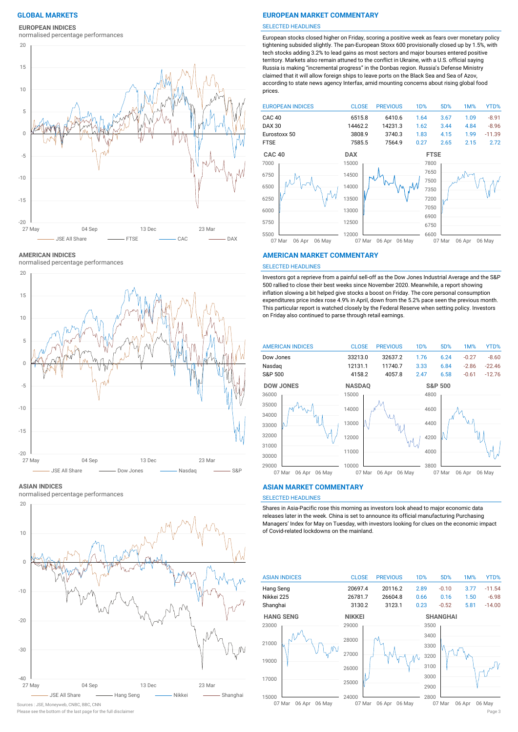# GLOBAL MARKETS

## EUROPEAN INDICES

normalised percentage performances

## EUROPEAN MARKET COMMENTARY

SELECTED HEADLINES

European stocks closed higher on Friday, scoring a positive week as fears over monetary policy tightening subsided slightly. The pan-European Stoxx 600 provisionally closed up by 1.5%, with tech stocks adding 3.2% to lead gains as most sectors and major bourses entered positive territory. Markets also remain attuned to the conflict in Ukraine, with a U.S. official saying Russia is making "incremental progress" in the Donbas region. Russia's Defense Ministry claimed that it will allow foreign ships to leave ports on the Black Sea and Sea of Azov, according to state news agency Interfax, amid mounting concerns about rising global food prices.

| EUROPEAN INDICES | CLOSE | PREVIOUS | 1D% | 5D% | 1M% | YTD% |
|---|---|---|---|---|---|---|
| CAC 40 | 6515.8 | 6410.6 | 1.64 | 3.67 | 1.09 | -8.91 |
| DAX 30 | 14462.2 | 14231.3 | 1.62 | 3.44 | 4.84 | -8.96 |
| Eurostoxx 50 | 3808.9 | 3740.3 | 1.83 | 4.15 | 1.99 | -11.39 |
| FTSE | 7585.5 | 7564.9 | 0.27 | 2.65 | 2.15 | 2.72 |

## AMERICAN INDICES

normalised percentage performances

## AMERICAN MARKET COMMENTARY

SELECTED HEADLINES

Investors got a reprieve from a painful sell-off as the Dow Jones Industrial Average and the S&P 500 rallied to close their best weeks since November 2020. Meanwhile, a report showing inflation slowing a bit helped give stocks a boost on Friday. The core personal consumption expenditures price index rose 4.9% in April, down from the 5.2% pace seen the previous month. This particular report is watched closely by the Federal Reserve when setting policy. Investors on Friday also continued to parse through retail earnings.

| AMERICAN INDICES | CLOSE | PREVIOUS | 1D% | 5D% | 1M% | YTD% |
|---|---|---|---|---|---|---|
| Dow Jones | 33213.0 | 32637.2 | 1.76 | 6.24 | -0.27 | -8.60 |
| Nasdaq | 12131.1 | 11740.7 | 3.33 | 6.84 | -2.86 | -22.46 |
| S&P 500 | 4158.2 | 4057.8 | 2.47 | 6.58 | -0.61 | -12.76 |

## ASIAN INDICES

normalised percentage performances

## ASIAN MARKET COMMENTARY

SELECTED HEADLINES

Shares in Asia-Pacific rose this morning as investors look ahead to major economic data releases later in the week. China is set to announce its official manufacturing Purchasing Managers' Index for May on Tuesday, with investors looking for clues on the economic impact of Covid-related lockdowns on the mainland.

| ASIAN INDICES | CLOSE | PREVIOUS | 1D% | 5D% | 1M% | YTD% |
|---|---|---|---|---|---|---|
| Hang Seng | 20697.4 | 20116.2 | 2.89 | -0.10 | 3.77 | -11.54 |
| Nikkei 225 | 26781.7 | 26604.8 | 0.66 | 0.16 | 1.50 | -6.98 |
| Shanghai | 3130.2 | 3123.1 | 0.23 | -0.52 | 5.81 | -14.00 |

Sources : JSE, Moneyweb, CNBC, BBC, CNN

Please see the bottom of the last page for the full disclaimer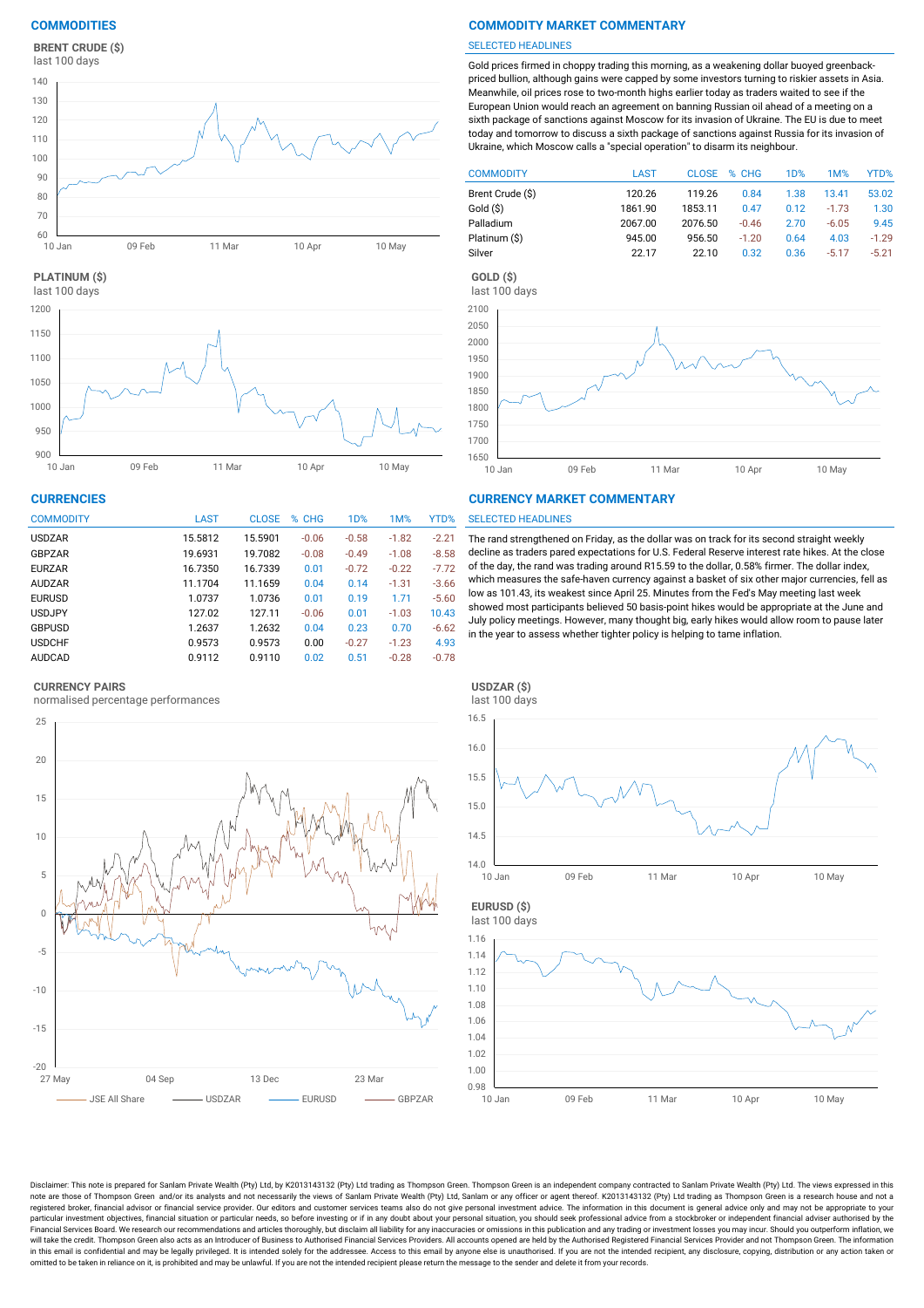## COMMODITIES

**BRENT CRUDE ($)**
last 100 days

140
130
120
110
100
90
80
70
60
10 Jan
09 Feb
11 Mar
10 Apr
10 May

**PLATINUM ($)**
last 100 days

1200
1150
1100
1050
1000
950
900
10 Jan
09 Feb
11 Mar
10 Apr
10 May

## COMMODITY MARKET COMMENTARY

SELECTED HEADLINES

Gold prices firmed in choppy trading this morning, as a weakening dollar buoyed greenback-priced bullion, although gains were capped by some investors turning to riskier assets in Asia. Meanwhile, oil prices rose to two-month highs earlier today as traders waited to see if the European Union would reach an agreement on banning Russian oil ahead of a meeting on a sixth package of sanctions against Moscow for its invasion of Ukraine. The EU is due to meet today and tomorrow to discuss a sixth package of sanctions against Russia for its invasion of Ukraine, which Moscow calls a "special operation" to disarm its neighbour.

| COMMODITY | LAST | CLOSE | % CHG | 1D% | 1M% | YTD% |
|---|---|---|---|---|---|---|
| Brent Crude ($) | 120.26 | 119.26 | 0.84 | 1.38 | 13.41 | 53.02 |
| Gold ($) | 1861.90 | 1853.11 | 0.47 | 0.12 | -1.73 | 1.30 |
| Palladium | 2067.00 | 2076.50 | -0.46 | 2.70 | -6.05 | 9.45 |
| Platinum ($) | 945.00 | 956.50 | -1.20 | 0.64 | 4.03 | -1.29 |
| Silver | 22.17 | 22.10 | 0.32 | 0.36 | -5.17 | -5.21 |

**GOLD ($)**
last 100 days

2100
2050
2000
1950
1900
1850
1800
1750
1700
1650
10 Jan
09 Feb
11 Mar
10 Apr
10 May

## CURRENCIES

| COMMODITY | LAST | CLOSE | % CHG | 1D% | 1M% | YTD% |
|---|---|---|---|---|---|---|
| USDZAR | 15.5812 | 15.5901 | -0.06 | -0.58 | -1.82 | -2.21 |
| GBPZAR | 19.6931 | 19.7082 | -0.08 | -0.49 | -1.08 | -8.58 |
| EURZAR | 16.7350 | 16.7339 | 0.01 | -0.72 | -0.22 | -7.72 |
| AUDZAR | 11.1704 | 11.1659 | 0.04 | 0.14 | -1.31 | -3.66 |
| EURUSD | 1.0737 | 1.0736 | 0.01 | 0.19 | 1.71 | -5.60 |
| USDJPY | 127.02 | 127.11 | -0.06 | 0.01 | -1.03 | 10.43 |
| GBPUSD | 1.2637 | 1.2632 | 0.04 | 0.23 | 0.70 | -6.62 |
| USDCHF | 0.9573 | 0.9573 | 0.00 | -0.27 | -1.23 | 4.93 |
| AUDCAD | 0.9112 | 0.9110 | 0.02 | 0.51 | -0.28 | -0.78 |

## CURRENCY MARKET COMMENTARY

SELECTED HEADLINES

The rand strengthened on Friday, as the dollar was on track for its second straight weekly decline as traders pared expectations for U.S. Federal Reserve interest rate hikes. At the close of the day, the rand was trading around R15.59 to the dollar, 0.58% firmer. The dollar index, which measures the safe-haven currency against a basket of six other major currencies, fell as low as 101.43, its weakest since April 25. Minutes from the Fed's May meeting last week showed most participants believed 50 basis-point hikes would be appropriate at the June and July policy meetings. However, many thought big, early hikes would allow room to pause later in the year to assess whether tighter policy is helping to tame inflation.

**CURRENCY PAIRS**
normalised percentage performances

25
20
15
10
5
0
-5
-10
-15
-20
27 May
04 Sep
13 Dec
23 Mar
JSE All Share
USDZAR
EURUSD
GBPZAR

**USDZAR ($)**
last 100 days

16.5
16.0
15.5
15.0
14.5
14.0
10 Jan
09 Feb
11 Mar
10 Apr
10 May

**EURUSD ($)**
last 100 days

1.16
1.14
1.12
1.10
1.08
1.06
1.04
1.02
1.00
0.98
10 Jan
09 Feb
11 Mar
10 Apr
10 May

Disclaimer: This note is prepared for Sanlam Private Wealth (Pty) Ltd, by K2013143132 (Pty) Ltd trading as Thompson Green. Thompson Green is an independent company contracted to Sanlam Private Wealth (Pty) Ltd. The views expressed in this note are those of Thompson Green and/or its analysts and not necessarily the views of Sanlam Private Wealth (Pty) Ltd, Sanlam or any officer or agent thereof. K2013143132 (Pty) Ltd trading as Thompson Green is a research house and not a registered broker, financial advisor or financial service provider. Our editors and customer services teams also do not give personal investment advice. The information in this document is general advice only and may not be appropriate to your particular investment objectives, financial situation or particular needs, so before investing or if in any doubt about your personal situation, you should seek professional advice from a stockbroker or independent financial adviser authorised by the Financial Services Board. We research our recommendations and articles thoroughly, but disclaim all liability for any inaccuracies or omissions in this publication and any trading or investment losses you may incur. Should you outperform inflation, we will take the credit. Thompson Green also acts as an Introducer of Business to Authorised Financial Services Providers. All accounts opened are held by the Authorised Registered Financial Service Provider and not Thompson Green. The information in this email is confidential and may be legally privileged. It is intended solely for the addressee. Access to this email by anyone else is unauthorised. If you are not the intended recipient, any disclosure, copying, distribution or any action taken or omitted to be taken in reliance on it, is prohibited and may be unlawful. If you are not the intended recipient please return the message to the sender and delete it from your records.